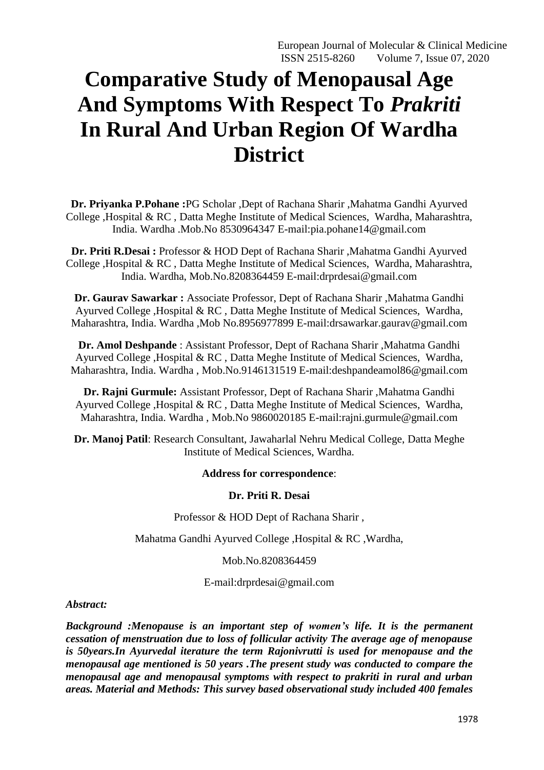# Comparative Study of Menopausal Age And Symptoms With Respect To *Prakriti* In Rural And Urban Region Of Wardha District

**Dr. Priyanka P.Pohane :**PG Scholar ,Dept of Rachana Sharir ,Mahatma Gandhi Ayurved College ,Hospital & RC , Datta Meghe Institute of Medical Sciences, Wardha, Maharashtra, India. Wardha .Mob.No 8530964347 E-mail:pia.pohane14@gmail.com

**Dr. Priti R.Desai :** Professor & HOD Dept of Rachana Sharir ,Mahatma Gandhi Ayurved College ,Hospital & RC , Datta Meghe Institute of Medical Sciences, Wardha, Maharashtra, India. Wardha, Mob.No.8208364459 E-mail:drprdesai@gmail.com

**Dr. Gaurav Sawarkar :** Associate Professor, Dept of Rachana Sharir ,Mahatma Gandhi Ayurved College ,Hospital & RC , Datta Meghe Institute of Medical Sciences, Wardha, Maharashtra, India. Wardha ,Mob No.8956977899 E-mail:drsawarkar.gaurav@gmail.com

**Dr. Amol Deshpande** : Assistant Professor, Dept of Rachana Sharir ,Mahatma Gandhi Ayurved College ,Hospital & RC , Datta Meghe Institute of Medical Sciences, Wardha, Maharashtra, India. Wardha , Mob.No.9146131519 E-mail:deshpandeamol86@gmail.com

**Dr. Rajni Gurmule:** Assistant Professor, Dept of Rachana Sharir ,Mahatma Gandhi Ayurved College ,Hospital & RC , Datta Meghe Institute of Medical Sciences, Wardha, Maharashtra, India. Wardha , Mob.No 9860020185 E-mail:rajni.gurmule@gmail.com

**Dr. Manoj Patil**: Research Consultant, Jawaharlal Nehru Medical College, Datta Meghe Institute of Medical Sciences, Wardha.

**Address for correspondence**:

**Dr. Priti R. Desai**

Professor & HOD Dept of Rachana Sharir ,

Mahatma Gandhi Ayurved College ,Hospital & RC ,Wardha,

Mob.No.8208364459

E-mail:drprdesai@gmail.com

***Abstract:***

***Background :Menopause is an important step of women's life. It is the permanent cessation of menstruation due to loss of follicular activity The average age of menopause is 50years.In Ayurvedal iterature the term Rajonivrutti is used for menopause and the menopausal age mentioned is 50 years .The present study was conducted to compare the menopausal age and menopausal symptoms with respect to prakriti in rural and urban areas. Material and Methods: This survey based observational study included 400 females***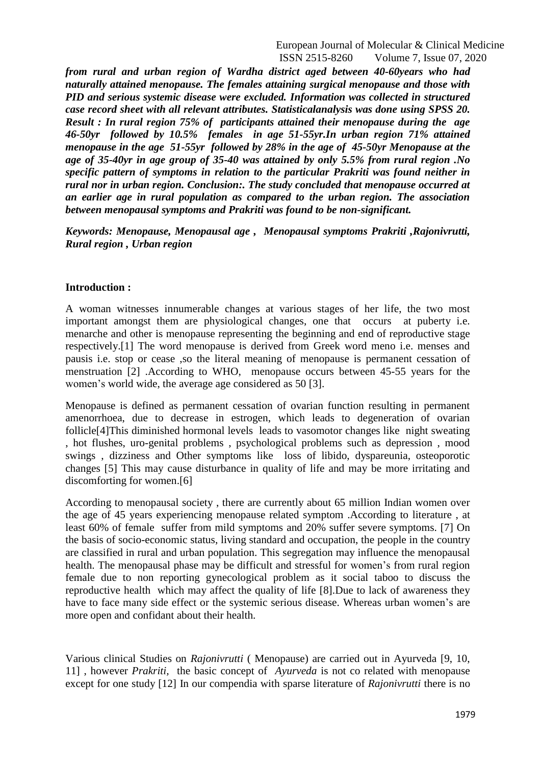***from rural and urban region of Wardha district aged between 40-60years who had naturally attained menopause. The females attaining surgical menopause and those with PID and serious systemic disease were excluded. Information was collected in structured case record sheet with all relevant attributes. Statisticalanalysis was done using SPSS 20. Result : In rural region 75% of participants attained their menopause during the age 46-50yr followed by 10.5% females in age 51-55yr.In urban region 71% attained menopause in the age 51-55yr followed by 28% in the age of 45-50yr Menopause at the age of 35-40yr in age group of 35-40 was attained by only 5.5% from rural region .No specific pattern of symptoms in relation to the particular Prakriti was found neither in rural nor in urban region. Conclusion:. The study concluded that menopause occurred at an earlier age in rural population as compared to the urban region. The association between menopausal symptoms and Prakriti was found to be non-significant.***

***Keywords: Menopause, Menopausal age , Menopausal symptoms Prakriti ,Rajonivrutti, Rural region , Urban region***

**Introduction :**

A woman witnesses innumerable changes at various stages of her life, the two most important amongst them are physiological changes, one that occurs at puberty i.e. menarche and other is menopause representing the beginning and end of reproductive stage respectively.[1] The word menopause is derived from Greek word meno i.e. menses and pausis i.e. stop or cease ,so the literal meaning of menopause is permanent cessation of menstruation [2] .According to WHO, menopause occurs between 45-55 years for the women's world wide, the average age considered as 50 [3].

Menopause is defined as permanent cessation of ovarian function resulting in permanent amenorrhoea, due to decrease in estrogen, which leads to degeneration of ovarian follicle[4]This diminished hormonal levels leads to vasomotor changes like night sweating , hot flushes, uro-genital problems , psychological problems such as depression , mood swings , dizziness and Other symptoms like loss of libido, dyspareunia, osteoporotic changes [5] This may cause disturbance in quality of life and may be more irritating and discomforting for women.[6]

According to menopausal society , there are currently about 65 million Indian women over the age of 45 years experiencing menopause related symptom .According to literature , at least 60% of female suffer from mild symptoms and 20% suffer severe symptoms. [7] On the basis of socio-economic status, living standard and occupation, the people in the country are classified in rural and urban population. This segregation may influence the menopausal health. The menopausal phase may be difficult and stressful for women's from rural region female due to non reporting gynecological problem as it social taboo to discuss the reproductive health which may affect the quality of life [8].Due to lack of awareness they have to face many side effect or the systemic serious disease. Whereas urban women's are more open and confidant about their health.

Various clinical Studies on *Rajonivrutti* ( Menopause) are carried out in Ayurveda [9, 10, 11] , however *Prakriti,* the basic concept of *Ayurveda* is not co related with menopause except for one study [12] In our compendia with sparse literature of *Rajonivrutti* there is no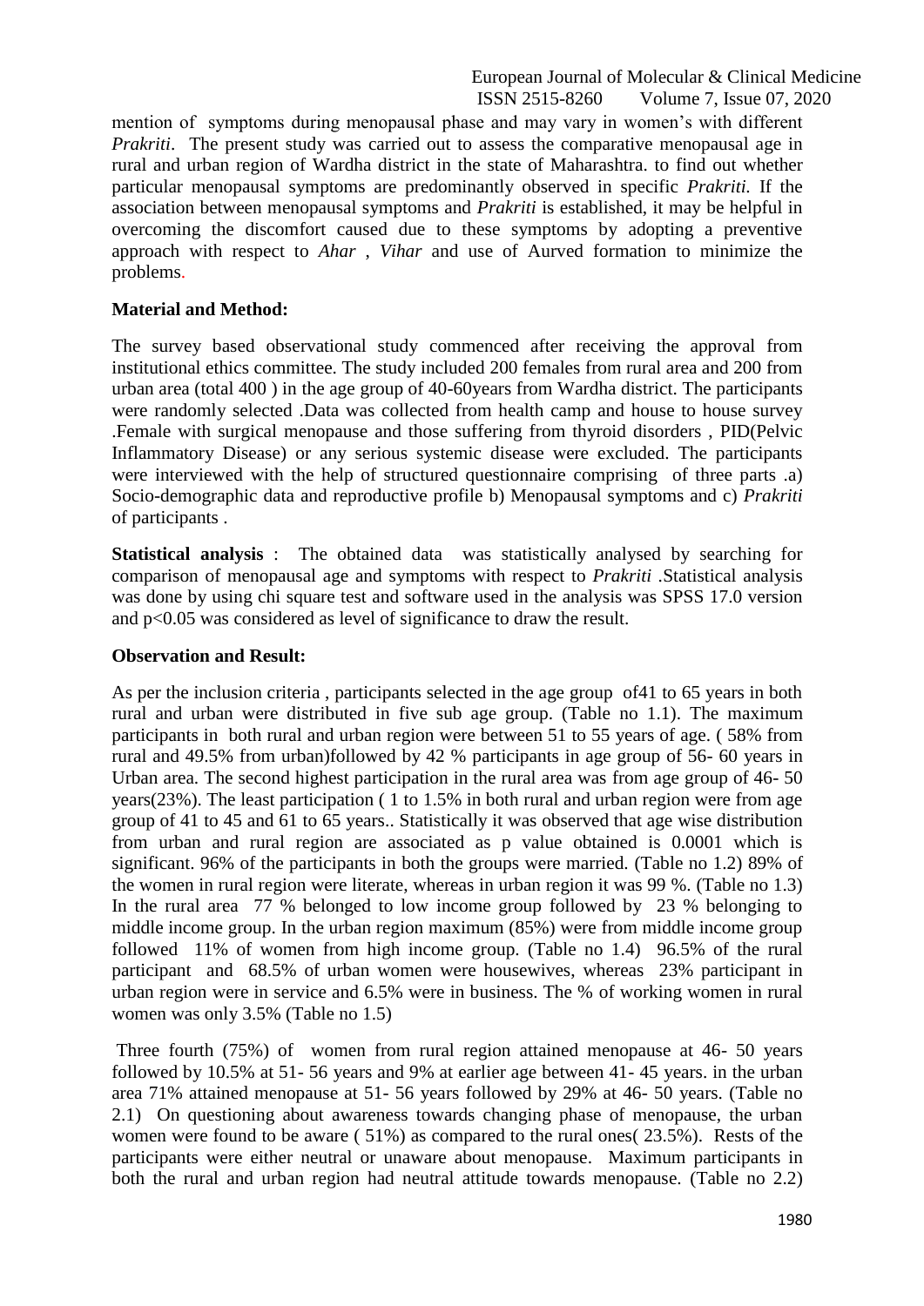mention of symptoms during menopausal phase and may vary in women's with different *Prakriti*. The present study was carried out to assess the comparative menopausal age in rural and urban region of Wardha district in the state of Maharashtra. to find out whether particular menopausal symptoms are predominantly observed in specific *Prakriti.* If the association between menopausal symptoms and *Prakriti* is established, it may be helpful in overcoming the discomfort caused due to these symptoms by adopting a preventive approach with respect to *Ahar* , *Vihar* and use of Aurved formation to minimize the problems.

**Material and Method:**

The survey based observational study commenced after receiving the approval from institutional ethics committee. The study included 200 females from rural area and 200 from urban area (total 400 ) in the age group of 40-60years from Wardha district. The participants were randomly selected .Data was collected from health camp and house to house survey .Female with surgical menopause and those suffering from thyroid disorders , PID(Pelvic Inflammatory Disease) or any serious systemic disease were excluded. The participants were interviewed with the help of structured questionnaire comprising of three parts .a) Socio-demographic data and reproductive profile b) Menopausal symptoms and c) *Prakriti* of participants .

**Statistical analysis** : The obtained data was statistically analysed by searching for comparison of menopausal age and symptoms with respect to *Prakriti* .Statistical analysis was done by using chi square test and software used in the analysis was SPSS 17.0 version and $p<0.05$ was considered as level of significance to draw the result.

**Observation and Result:**

As per the inclusion criteria , participants selected in the age group of41 to 65 years in both rural and urban were distributed in five sub age group. (Table no 1.1). The maximum participants in both rural and urban region were between 51 to 55 years of age. ( 58% from rural and 49.5% from urban)followed by 42 % participants in age group of 56- 60 years in Urban area. The second highest participation in the rural area was from age group of 46- 50 years(23%). The least participation ( 1 to 1.5% in both rural and urban region were from age group of 41 to 45 and 61 to 65 years.. Statistically it was observed that age wise distribution from urban and rural region are associated as p value obtained is 0.0001 which is significant. 96% of the participants in both the groups were married. (Table no 1.2) 89% of the women in rural region were literate, whereas in urban region it was 99 %. (Table no 1.3) In the rural area 77 % belonged to low income group followed by 23 % belonging to middle income group. In the urban region maximum (85%) were from middle income group followed 11% of women from high income group. (Table no 1.4) 96.5% of the rural participant and 68.5% of urban women were housewives, whereas 23% participant in urban region were in service and 6.5% were in business. The % of working women in rural women was only 3.5% (Table no 1.5)

Three fourth (75%) of women from rural region attained menopause at 46- 50 years followed by 10.5% at 51- 56 years and 9% at earlier age between 41- 45 years. in the urban area 71% attained menopause at 51- 56 years followed by 29% at 46- 50 years. (Table no 2.1) On questioning about awareness towards changing phase of menopause, the urban women were found to be aware ( 51%) as compared to the rural ones( 23.5%). Rests of the participants were either neutral or unaware about menopause. Maximum participants in both the rural and urban region had neutral attitude towards menopause. (Table no 2.2)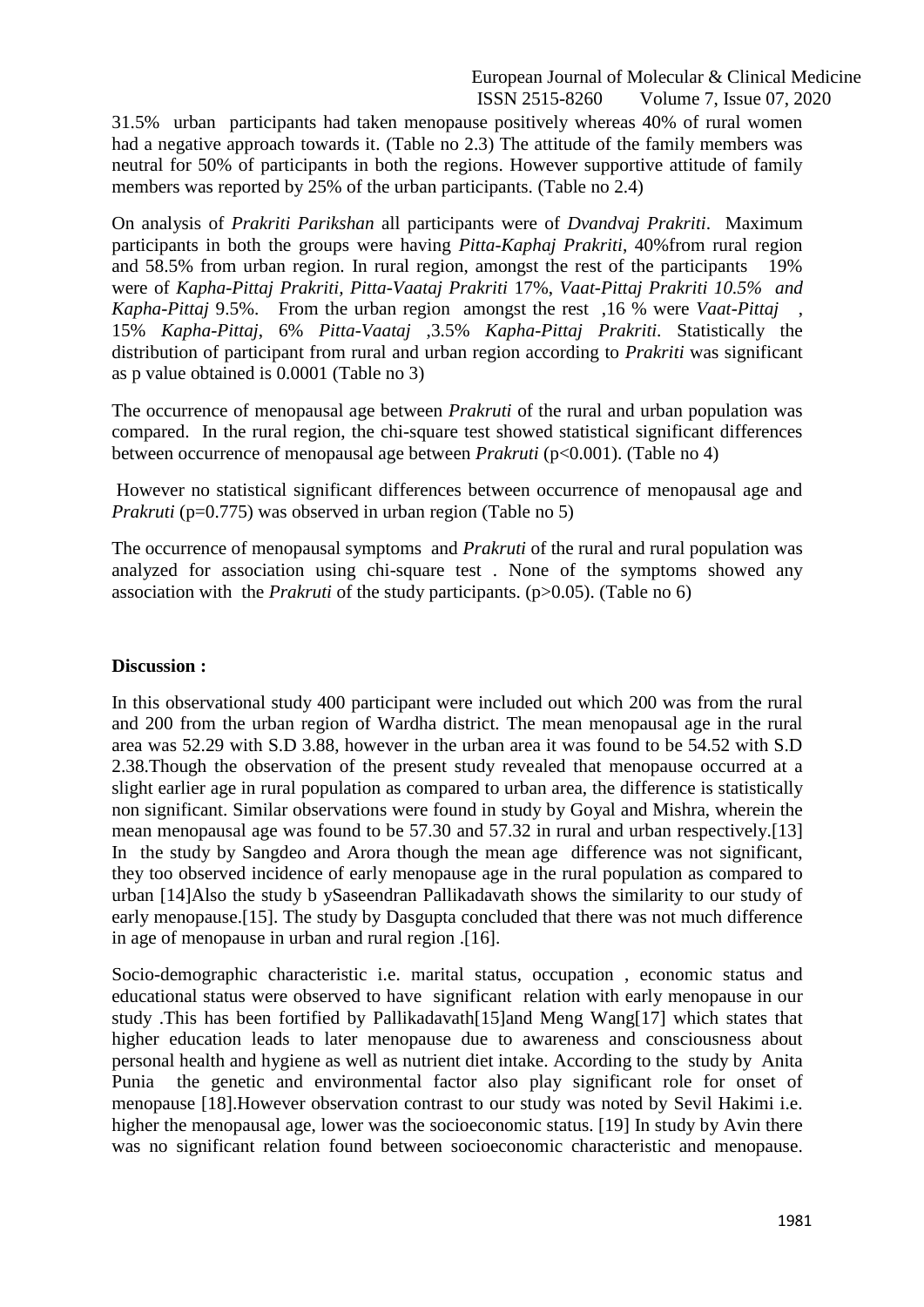31.5% urban participants had taken menopause positively whereas 40% of rural women had a negative approach towards it. (Table no 2.3) The attitude of the family members was neutral for 50% of participants in both the regions. However supportive attitude of family members was reported by 25% of the urban participants. (Table no 2.4)

On analysis of *Prakriti Parikshan* all participants were of *Dvandvaj Prakriti*. Maximum participants in both the groups were having *Pitta-Kaphaj Prakriti*, 40%from rural region and 58.5% from urban region. In rural region, amongst the rest of the participants 19% were of *Kapha-Pittaj Prakriti*, *Pitta-Vaataj Prakriti* 17%, *Vaat-Pittaj Prakriti 10.5% and Kapha-Pittaj* 9.5%. From the urban region amongst the rest ,16 % were *Vaat-Pittaj* , 15% *Kapha-Pittaj*, 6% *Pitta-Vaataj* ,3.5% *Kapha-Pittaj Prakriti*. Statistically the distribution of participant from rural and urban region according to *Prakriti* was significant as p value obtained is 0.0001 (Table no 3)

The occurrence of menopausal age between *Prakruti* of the rural and urban population was compared. In the rural region, the chi-square test showed statistical significant differences between occurrence of menopausal age between *Prakruti* ($p<0.001$). (Table no 4)

However no statistical significant differences between occurrence of menopausal age and *Prakruti* ($p=0.775$) was observed in urban region (Table no 5)

The occurrence of menopausal symptoms and *Prakruti* of the rural and rural population was analyzed for association using chi-square test . None of the symptoms showed any association with the *Prakruti* of the study participants. ($p>0.05$). (Table no 6)

## Discussion :

In this observational study 400 participant were included out which 200 was from the rural and 200 from the urban region of Wardha district. The mean menopausal age in the rural area was 52.29 with S.D 3.88, however in the urban area it was found to be 54.52 with S.D 2.38.Though the observation of the present study revealed that menopause occurred at a slight earlier age in rural population as compared to urban area, the difference is statistically non significant. Similar observations were found in study by Goyal and Mishra, wherein the mean menopausal age was found to be 57.30 and 57.32 in rural and urban respectively.[13] In the study by Sangdeo and Arora though the mean age difference was not significant, they too observed incidence of early menopause age in the rural population as compared to urban [14]Also the study b ySaseendran Pallikadavath shows the similarity to our study of early menopause.[15]. The study by Dasgupta concluded that there was not much difference in age of menopause in urban and rural region .[16].

Socio-demographic characteristic i.e. marital status, occupation , economic status and educational status were observed to have significant relation with early menopause in our study .This has been fortified by Pallikadavath[15]and Meng Wang[17] which states that higher education leads to later menopause due to awareness and consciousness about personal health and hygiene as well as nutrient diet intake. According to the study by Anita Punia the genetic and environmental factor also play significant role for onset of menopause [18].However observation contrast to our study was noted by Sevil Hakimi i.e. higher the menopausal age, lower was the socioeconomic status. [19] In study by Avin there was no significant relation found between socioeconomic characteristic and menopause.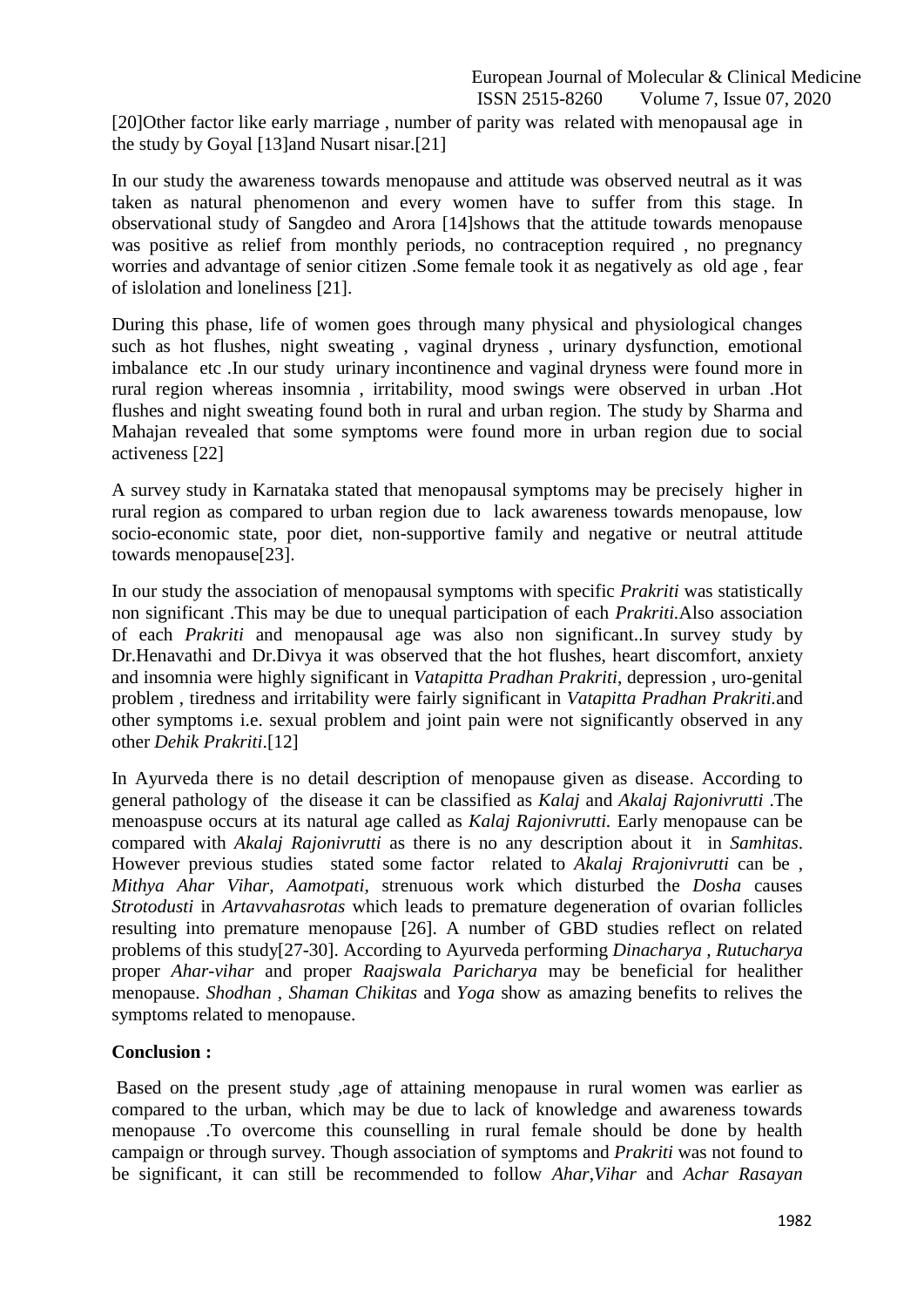[20]Other factor like early marriage , number of parity was related with menopausal age in the study by Goyal [13]and Nusart nisar.[21]

In our study the awareness towards menopause and attitude was observed neutral as it was taken as natural phenomenon and every women have to suffer from this stage. In observational study of Sangdeo and Arora [14]shows that the attitude towards menopause was positive as relief from monthly periods, no contraception required , no pregnancy worries and advantage of senior citizen .Some female took it as negatively as old age , fear of islolation and loneliness [21].

During this phase, life of women goes through many physical and physiological changes such as hot flushes, night sweating , vaginal dryness , urinary dysfunction, emotional imbalance etc .In our study urinary incontinence and vaginal dryness were found more in rural region whereas insomnia , irritability, mood swings were observed in urban .Hot flushes and night sweating found both in rural and urban region. The study by Sharma and Mahajan revealed that some symptoms were found more in urban region due to social activeness [22]

A survey study in Karnataka stated that menopausal symptoms may be precisely higher in rural region as compared to urban region due to lack awareness towards menopause, low socio-economic state, poor diet, non-supportive family and negative or neutral attitude towards menopause[23].

In our study the association of menopausal symptoms with specific *Prakriti* was statistically non significant .This may be due to unequal participation of each *Prakriti*.Also association of each *Prakriti* and menopausal age was also non significant..In survey study by Dr.Henavathi and Dr.Divya it was observed that the hot flushes, heart discomfort, anxiety and insomnia were highly significant in *Vatapitta Pradhan Prakriti*, depression , uro-genital problem , tiredness and irritability were fairly significant in *Vatapitta Pradhan Prakriti*.and other symptoms i.e. sexual problem and joint pain were not significantly observed in any other *Dehik Prakriti*.[12]

In Ayurveda there is no detail description of menopause given as disease. According to general pathology of the disease it can be classified as *Kalaj* and *Akalaj Rajonivrutti* .The menoaspuse occurs at its natural age called as *Kalaj Rajonivrutti.* Early menopause can be compared with *Akalaj Rajonivrutti* as there is no any description about it in *Samhitas*. However previous studies stated some factor related to *Akalaj Rrajonivrutti* can be , *Mithya Ahar Vihar, Aamotpati*, strenuous work which disturbed the *Dosha* causes *Strotodusti* in *Artavvahasrotas* which leads to premature degeneration of ovarian follicles resulting into premature menopause [26]. A number of GBD studies reflect on related problems of this study[27-30]. According to Ayurveda performing *Dinacharya* , *Rutucharya* proper *Ahar-vihar* and proper *Raajswala Paricharya* may be beneficial for healither menopause. *Shodhan* , *Shaman Chikitas* and *Yoga* show as amazing benefits to relives the symptoms related to menopause.

**Conclusion :**

Based on the present study ,age of attaining menopause in rural women was earlier as compared to the urban, which may be due to lack of knowledge and awareness towards menopause .To overcome this counselling in rural female should be done by health campaign or through survey. Though association of symptoms and *Prakriti* was not found to be significant, it can still be recommended to follow *Ahar*,*Vihar* and *Achar Rasayan*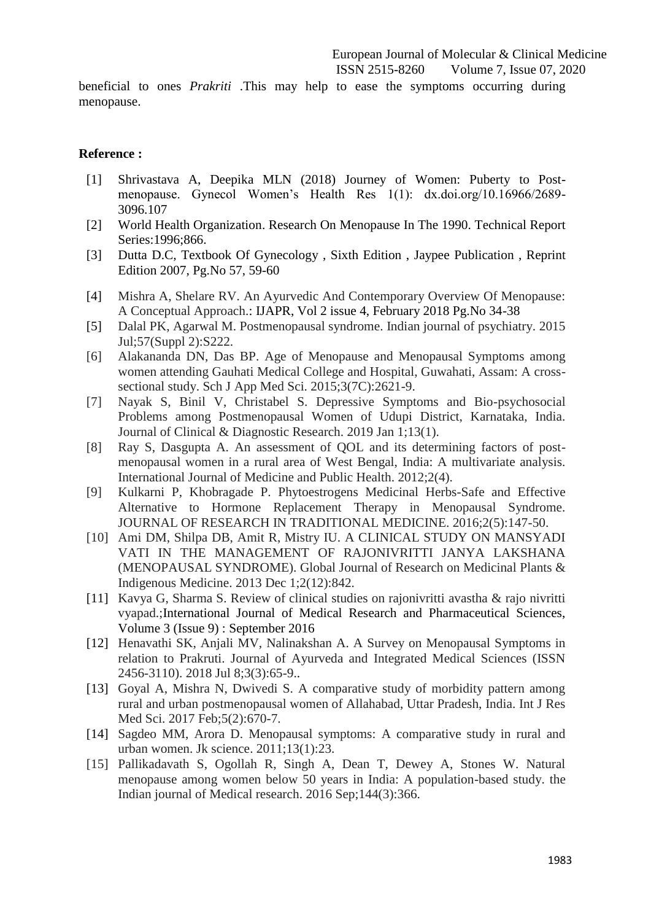beneficial to ones *Prakriti* .This may help to ease the symptoms occurring during menopause.

## Reference :

[1] Shrivastava A, Deepika MLN (2018) Journey of Women: Puberty to Post-menopause. Gynecol Women's Health Res 1(1): dx.doi.org/10.16966/2689-3096.107

[2] World Health Organization. Research On Menopause In The 1990. Technical Report Series:1996;866.

[3] Dutta D.C, Textbook Of Gynecology , Sixth Edition , Jaypee Publication , Reprint Edition 2007, Pg.No 57, 59-60

[4] Mishra A, Shelare RV. An Ayurvedic And Contemporary Overview Of Menopause: A Conceptual Approach.: IJAPR, Vol 2 issue 4, February 2018 Pg.No 34-38

[5] Dalal PK, Agarwal M. Postmenopausal syndrome. Indian journal of psychiatry. 2015 Jul;57(Suppl 2):S222.

[6] Alakananda DN, Das BP. Age of Menopause and Menopausal Symptoms among women attending Gauhati Medical College and Hospital, Guwahati, Assam: A cross-sectional study. Sch J App Med Sci. 2015;3(7C):2621-9.

[7] Nayak S, Binil V, Christabel S. Depressive Symptoms and Bio-psychosocial Problems among Postmenopausal Women of Udupi District, Karnataka, India. Journal of Clinical & Diagnostic Research. 2019 Jan 1;13(1).

[8] Ray S, Dasgupta A. An assessment of QOL and its determining factors of post-menopausal women in a rural area of West Bengal, India: A multivariate analysis. International Journal of Medicine and Public Health. 2012;2(4).

[9] Kulkarni P, Khobragade P. Phytoestrogens Medicinal Herbs-Safe and Effective Alternative to Hormone Replacement Therapy in Menopausal Syndrome. JOURNAL OF RESEARCH IN TRADITIONAL MEDICINE. 2016;2(5):147-50.

[10] Ami DM, Shilpa DB, Amit R, Mistry IU. A CLINICAL STUDY ON MANSYADI VATI IN THE MANAGEMENT OF RAJONIVRITTI JANYA LAKSHANA (MENOPAUSAL SYNDROME). Global Journal of Research on Medicinal Plants & Indigenous Medicine. 2013 Dec 1;2(12):842.

[11] Kavya G, Sharma S. Review of clinical studies on rajonivritti avastha & rajo nivritti vyapad.;International Journal of Medical Research and Pharmaceutical Sciences, Volume 3 (Issue 9) : September 2016

[12] Henavathi SK, Anjali MV, Nalinakshan A. A Survey on Menopausal Symptoms in relation to Prakruti. Journal of Ayurveda and Integrated Medical Sciences (ISSN 2456-3110). 2018 Jul 8;3(3):65-9..

[13] Goyal A, Mishra N, Dwivedi S. A comparative study of morbidity pattern among rural and urban postmenopausal women of Allahabad, Uttar Pradesh, India. Int J Res Med Sci. 2017 Feb;5(2):670-7.

[14] Sagdeo MM, Arora D. Menopausal symptoms: A comparative study in rural and urban women. Jk science. 2011;13(1):23.

[15] Pallikadavath S, Ogollah R, Singh A, Dean T, Dewey A, Stones W. Natural menopause among women below 50 years in India: A population-based study. the Indian journal of Medical research. 2016 Sep;144(3):366.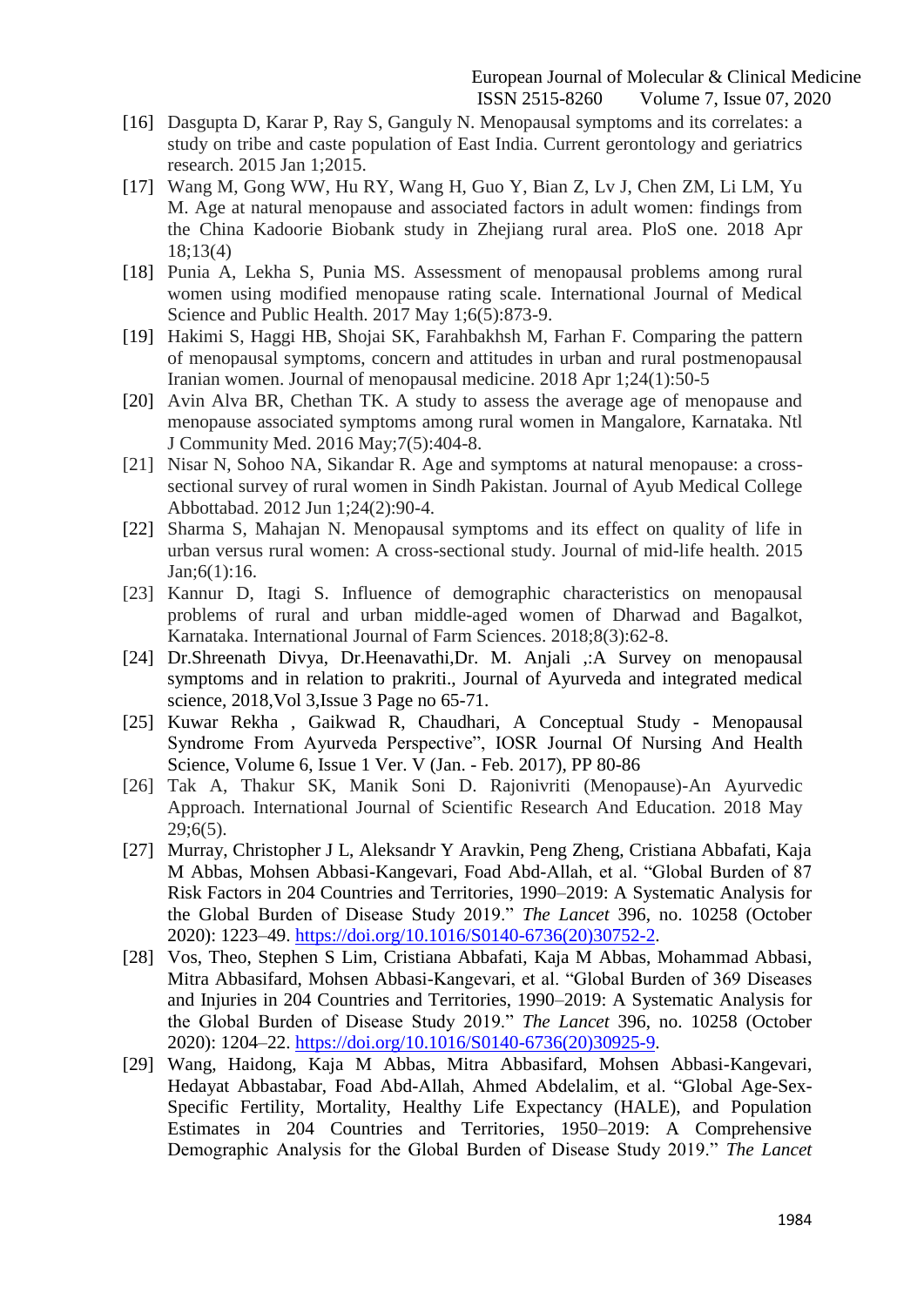[16] Dasgupta D, Karar P, Ray S, Ganguly N. Menopausal symptoms and its correlates: a study on tribe and caste population of East India. Current gerontology and geriatrics research. 2015 Jan 1;2015.

[17] Wang M, Gong WW, Hu RY, Wang H, Guo Y, Bian Z, Lv J, Chen ZM, Li LM, Yu M. Age at natural menopause and associated factors in adult women: findings from the China Kadoorie Biobank study in Zhejiang rural area. PloS one. 2018 Apr 18;13(4)

[18] Punia A, Lekha S, Punia MS. Assessment of menopausal problems among rural women using modified menopause rating scale. International Journal of Medical Science and Public Health. 2017 May 1;6(5):873-9.

[19] Hakimi S, Haggi HB, Shojai SK, Farahbakhsh M, Farhan F. Comparing the pattern of menopausal symptoms, concern and attitudes in urban and rural postmenopausal Iranian women. Journal of menopausal medicine. 2018 Apr 1;24(1):50-5

[20] Avin Alva BR, Chethan TK. A study to assess the average age of menopause and menopause associated symptoms among rural women in Mangalore, Karnataka. Ntl J Community Med. 2016 May;7(5):404-8.

[21] Nisar N, Sohoo NA, Sikandar R. Age and symptoms at natural menopause: a cross-sectional survey of rural women in Sindh Pakistan. Journal of Ayub Medical College Abbottabad. 2012 Jun 1;24(2):90-4.

[22] Sharma S, Mahajan N. Menopausal symptoms and its effect on quality of life in urban versus rural women: A cross-sectional study. Journal of mid-life health. 2015 Jan;6(1):16.

[23] Kannur D, Itagi S. Influence of demographic characteristics on menopausal problems of rural and urban middle-aged women of Dharwad and Bagalkot, Karnataka. International Journal of Farm Sciences. 2018;8(3):62-8.

[24] Dr.Shreenath Divya, Dr.Heenavathi,Dr. M. Anjali ,:A Survey on menopausal symptoms and in relation to prakriti., Journal of Ayurveda and integrated medical science, 2018,Vol 3,Issue 3 Page no 65-71.

[25] Kuwar Rekha , Gaikwad R, Chaudhari, A Conceptual Study - Menopausal Syndrome From Ayurveda Perspective", IOSR Journal Of Nursing And Health Science, Volume 6, Issue 1 Ver. V (Jan. - Feb. 2017), PP 80-86

[26] Tak A, Thakur SK, Manik Soni D. Rajonivriti (Menopause)-An Ayurvedic Approach. International Journal of Scientific Research And Education. 2018 May 29;6(5).

[27] Murray, Christopher J L, Aleksandr Y Aravkin, Peng Zheng, Cristiana Abbafati, Kaja M Abbas, Mohsen Abbasi-Kangevari, Foad Abd-Allah, et al. "Global Burden of 87 Risk Factors in 204 Countries and Territories, 1990–2019: A Systematic Analysis for the Global Burden of Disease Study 2019." *The Lancet* 396, no. 10258 (October 2020): 1223–49. https://doi.org/10.1016/S0140-6736(20)30752-2.

[28] Vos, Theo, Stephen S Lim, Cristiana Abbafati, Kaja M Abbas, Mohammad Abbasi, Mitra Abbasifard, Mohsen Abbasi-Kangevari, et al. "Global Burden of 369 Diseases and Injuries in 204 Countries and Territories, 1990–2019: A Systematic Analysis for the Global Burden of Disease Study 2019." *The Lancet* 396, no. 10258 (October 2020): 1204–22. https://doi.org/10.1016/S0140-6736(20)30925-9.

[29] Wang, Haidong, Kaja M Abbas, Mitra Abbasifard, Mohsen Abbasi-Kangevari, Hedayat Abbastabar, Foad Abd-Allah, Ahmed Abdelalim, et al. "Global Age-Sex-Specific Fertility, Mortality, Healthy Life Expectancy (HALE), and Population Estimates in 204 Countries and Territories, 1950–2019: A Comprehensive Demographic Analysis for the Global Burden of Disease Study 2019." *The Lancet*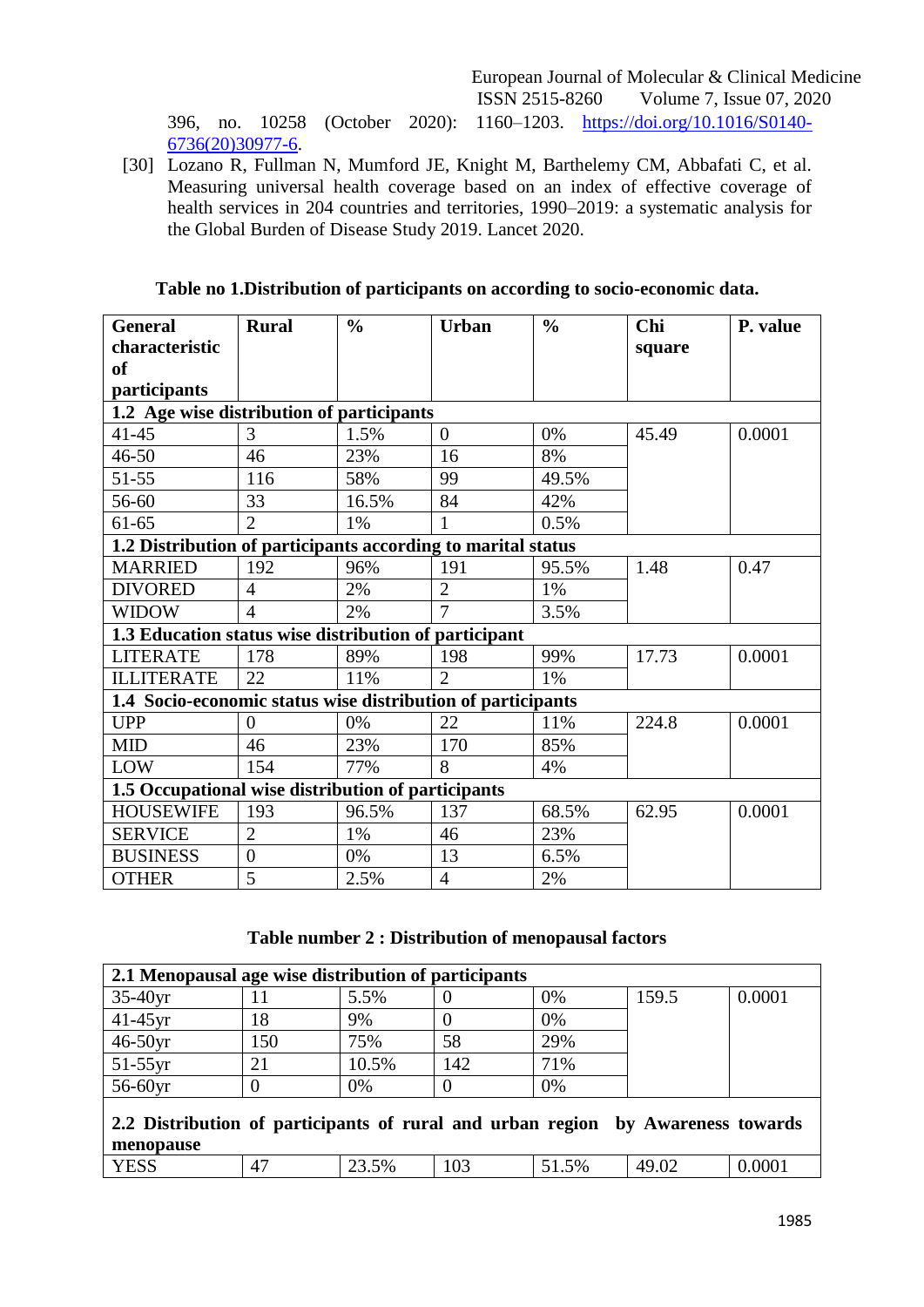396, no. 10258 (October 2020): 1160–1203. https://doi.org/10.1016/S0140-6736(20)30977-6.

[30] Lozano R, Fullman N, Mumford JE, Knight M, Barthelemy CM, Abbafati C, et al. Measuring universal health coverage based on an index of effective coverage of health services in 204 countries and territories, 1990–2019: a systematic analysis for the Global Burden of Disease Study 2019. Lancet 2020.

**Table no 1.Distribution of participants on according to socio-economic data.**

| General characteristic of participants | Rural | % | Urban | % | Chi square | P. value |
|---|---|---|---|---|---|---|
| **1.2 Age wise distribution of participants** | | | | | | |
| 41-45 | 3 | 1.5% | 0 | 0% | 45.49 | 0.0001 |
| 46-50 | 46 | 23% | 16 | 8% | | |
| 51-55 | 116 | 58% | 99 | 49.5% | | |
| 56-60 | 33 | 16.5% | 84 | 42% | | |
| 61-65 | 2 | 1% | 1 | 0.5% | | |
| **1.2 Distribution of participants according to marital status** | | | | | | |
| MARRIED | 192 | 96% | 191 | 95.5% | 1.48 | 0.47 |
| DIVORED | 4 | 2% | 2 | 1% | | |
| WIDOW | 4 | 2% | 7 | 3.5% | | |
| **1.3 Education status wise distribution of participant** | | | | | | |
| LITERATE | 178 | 89% | 198 | 99% | 17.73 | 0.0001 |
| ILLITERATE | 22 | 11% | 2 | 1% | | |
| **1.4 Socio-economic status wise distribution of participants** | | | | | | |
| UPP | 0 | 0% | 22 | 11% | 224.8 | 0.0001 |
| MID | 46 | 23% | 170 | 85% | | |
| LOW | 154 | 77% | 8 | 4% | | |
| **1.5 Occupational wise distribution of participants** | | | | | | |
| HOUSEWIFE | 193 | 96.5% | 137 | 68.5% | 62.95 | 0.0001 |
| SERVICE | 2 | 1% | 46 | 23% | | |
| BUSINESS | 0 | 0% | 13 | 6.5% | | |
| OTHER | 5 | 2.5% | 4 | 2% | | |

**Table number 2 : Distribution of menopausal factors**

| **2.1 Menopausal age wise distribution of participants** | | | | | | |
|---|---|---|---|---|---|---|
| 35-40yr | 11 | 5.5% | 0 | 0% | 159.5 | 0.0001 |
| 41-45yr | 18 | 9% | 0 | 0% | | |
| 46-50yr | 150 | 75% | 58 | 29% | | |
| 51-55yr | 21 | 10.5% | 142 | 71% | | |
| 56-60yr | 0 | 0% | 0 | 0% | | |
| **2.2 Distribution of participants of rural and urban region by Awareness towards menopause** | | | | | | |
| YESS | 47 | 23.5% | 103 | 51.5% | 49.02 | 0.0001 |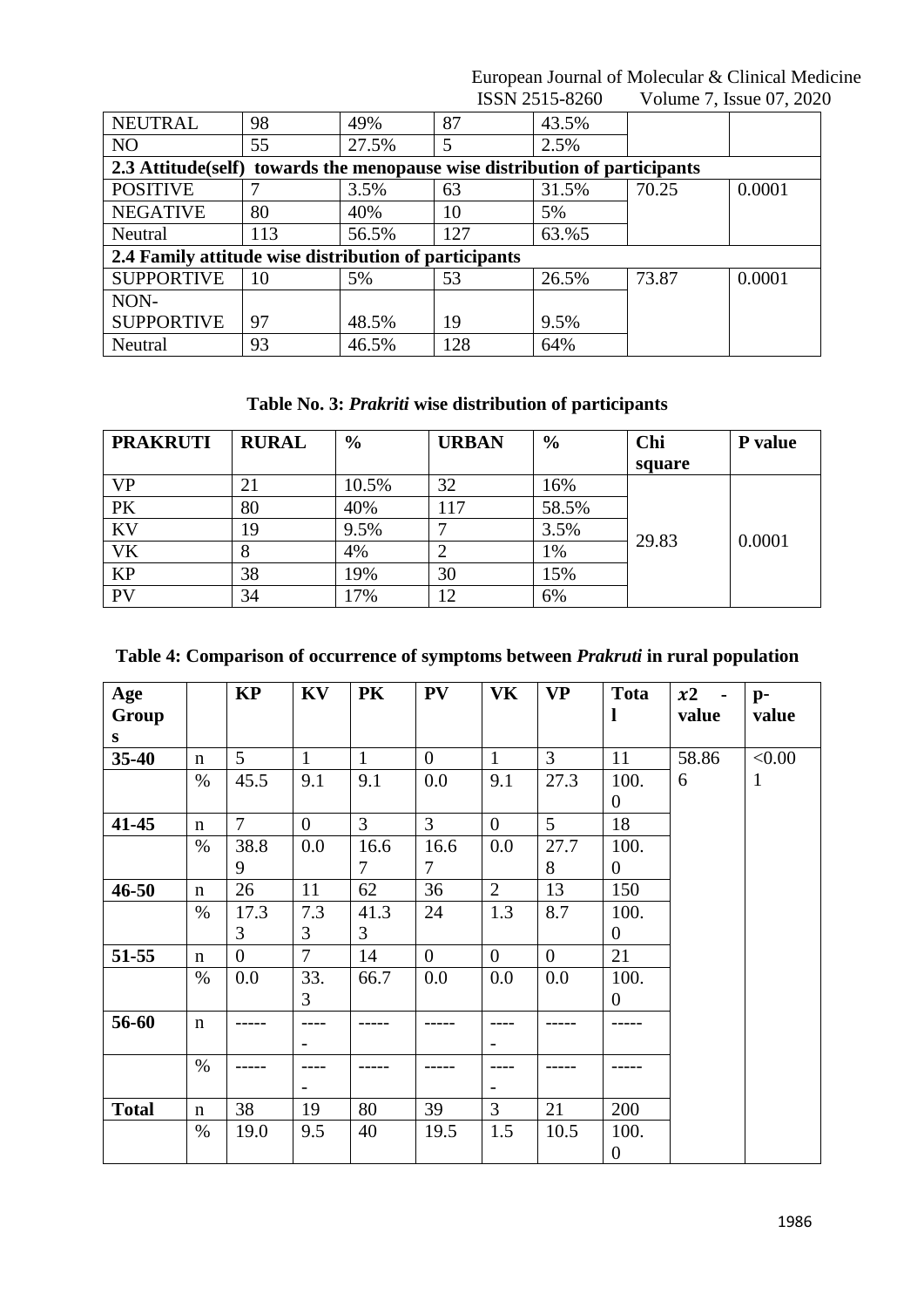| | | | | | | |
|---|---|---|---|---|---|---|
| NEUTRAL | 98 | 49% | 87 | 43.5% | | |
| NO | 55 | 27.5% | 5 | 2.5% | | |
| **2.3 Attitude(self) towards the menopause wise distribution of participants** | | | | | | |
| POSITIVE | 7 | 3.5% | 63 | 31.5% | 70.25 | 0.0001 |
| NEGATIVE | 80 | 40% | 10 | 5% | | |
| Neutral | 113 | 56.5% | 127 | 63.%5 | | |
| **2.4 Family attitude wise distribution of participants** | | | | | | |
| SUPPORTIVE | 10 | 5% | 53 | 26.5% | 73.87 | 0.0001 |
| NON-SUPPORTIVE | 97 | 48.5% | 19 | 9.5% | | |
| Neutral | 93 | 46.5% | 128 | 64% | | |

**Table No. 3: *Prakriti* wise distribution of participants**

| PRAKRUTI | RURAL | % | URBAN | % | Chi square | P value |
|---|---|---|---|---|---|---|
| VP | 21 | 10.5% | 32 | 16% | 29.83 | 0.0001 |
| PK | 80 | 40% | 117 | 58.5% | | |
| KV | 19 | 9.5% | 7 | 3.5% | | |
| VK | 8 | 4% | 2 | 1% | | |
| KP | 38 | 19% | 30 | 15% | | |
| PV | 34 | 17% | 12 | 6% | | |

**Table 4: Comparison of occurrence of symptoms between *Prakruti* in rural population**

| Age Groups | | KP | KV | PK | PV | VK | VP | Total | $x2$ - value | p-value |
|---|---|---|---|---|---|---|---|---|---|---|
| **35-40** | n | 5 | 1 | 1 | 0 | 1 | 3 | 11 | 58.866 | <0.001 |
| | % | 45.5 | 9.1 | 9.1 | 0.0 | 9.1 | 27.3 | 100.0 | | |
| **41-45** | n | 7 | 0 | 3 | 3 | 0 | 5 | 18 | | |
| | % | 38.89 | 0.0 | 16.67 | 16.67 | 0.0 | 27.78 | 100.0 | | |
| **46-50** | n | 26 | 11 | 62 | 36 | 2 | 13 | 150 | | |
| | % | 17.33 | 7.33 | 41.33 | 24 | 1.3 | 8.7 | 100.0 | | |
| **51-55** | n | 0 | 7 | 14 | 0 | 0 | 0 | 21 | | |
| | % | 0.0 | 33.3 | 66.7 | 0.0 | 0.0 | 0.0 | 100.0 | | |
| **56-60** | n | ----- | ----- | ----- | ----- | ----- | ----- | ----- | | |
| | % | ----- | ----- | ----- | ----- | ----- | ----- | ----- | | |
| **Total** | n | 38 | 19 | 80 | 39 | 3 | 21 | 200 | | |
| | % | 19.0 | 9.5 | 40 | 19.5 | 1.5 | 10.5 | 100.0 | | |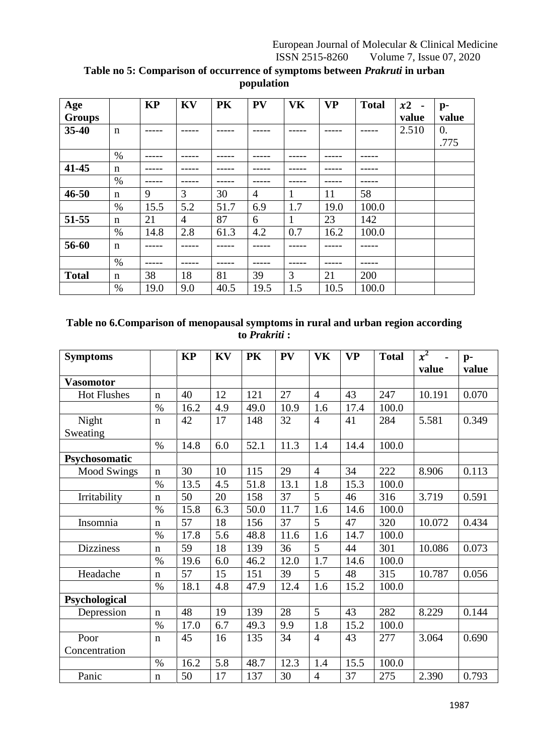**Table no 5: Comparison of occurrence of symptoms between *Prakruti* in urban population**

| Age Groups | | KP | KV | PK | PV | VK | VP | Total | $x2$ - value | p-value |
|---|---|---|---|---|---|---|---|---|---|---|
| **35-40** | n | ----- | ----- | ----- | ----- | ----- | ----- | ----- | 2.510 | 0. .775 |
| | % | ----- | ----- | ----- | ----- | ----- | ----- | ----- | | |
| **41-45** | n | ----- | ----- | ----- | ----- | ----- | ----- | ----- | | |
| | % | ----- | ----- | ----- | ----- | ----- | ----- | ----- | | |
| **46-50** | n | 9 | 3 | 30 | 4 | 1 | 11 | 58 | | |
| | % | 15.5 | 5.2 | 51.7 | 6.9 | 1.7 | 19.0 | 100.0 | | |
| **51-55** | n | 21 | 4 | 87 | 6 | 1 | 23 | 142 | | |
| | % | 14.8 | 2.8 | 61.3 | 4.2 | 0.7 | 16.2 | 100.0 | | |
| **56-60** | n | ----- | ----- | ----- | ----- | ----- | ----- | ----- | | |
| | % | ----- | ----- | ----- | ----- | ----- | ----- | ----- | | |
| **Total** | n | 38 | 18 | 81 | 39 | 3 | 21 | 200 | | |
| | % | 19.0 | 9.0 | 40.5 | 19.5 | 1.5 | 10.5 | 100.0 | | |

**Table no 6.Comparison of menopausal symptoms in rural and urban region according to *Prakriti* :**

| Symptoms | | KP | KV | PK | PV | VK | VP | Total | $x^2$ - value | p-value |
|---|---|---|---|---|---|---|---|---|---|---|
| **Vasomotor** | | | | | | | | | | |
| Hot Flushes | n | 40 | 12 | 121 | 27 | 4 | 43 | 247 | 10.191 | 0.070 |
| | % | 16.2 | 4.9 | 49.0 | 10.9 | 1.6 | 17.4 | 100.0 | | |
| Night Sweating | n | 42 | 17 | 148 | 32 | 4 | 41 | 284 | 5.581 | 0.349 |
| | % | 14.8 | 6.0 | 52.1 | 11.3 | 1.4 | 14.4 | 100.0 | | |
| **Psychosomatic** | | | | | | | | | | |
| Mood Swings | n | 30 | 10 | 115 | 29 | 4 | 34 | 222 | 8.906 | 0.113 |
| | % | 13.5 | 4.5 | 51.8 | 13.1 | 1.8 | 15.3 | 100.0 | | |
| Irritability | n | 50 | 20 | 158 | 37 | 5 | 46 | 316 | 3.719 | 0.591 |
| | % | 15.8 | 6.3 | 50.0 | 11.7 | 1.6 | 14.6 | 100.0 | | |
| Insomnia | n | 57 | 18 | 156 | 37 | 5 | 47 | 320 | 10.072 | 0.434 |
| | % | 17.8 | 5.6 | 48.8 | 11.6 | 1.6 | 14.7 | 100.0 | | |
| Dizziness | n | 59 | 18 | 139 | 36 | 5 | 44 | 301 | 10.086 | 0.073 |
| | % | 19.6 | 6.0 | 46.2 | 12.0 | 1.7 | 14.6 | 100.0 | | |
| Headache | n | 57 | 15 | 151 | 39 | 5 | 48 | 315 | 10.787 | 0.056 |
| | % | 18.1 | 4.8 | 47.9 | 12.4 | 1.6 | 15.2 | 100.0 | | |
| **Psychological** | | | | | | | | | | |
| Depression | n | 48 | 19 | 139 | 28 | 5 | 43 | 282 | 8.229 | 0.144 |
| | % | 17.0 | 6.7 | 49.3 | 9.9 | 1.8 | 15.2 | 100.0 | | |
| Poor Concentration | n | 45 | 16 | 135 | 34 | 4 | 43 | 277 | 3.064 | 0.690 |
| | % | 16.2 | 5.8 | 48.7 | 12.3 | 1.4 | 15.5 | 100.0 | | |
| Panic | n | 50 | 17 | 137 | 30 | 4 | 37 | 275 | 2.390 | 0.793 |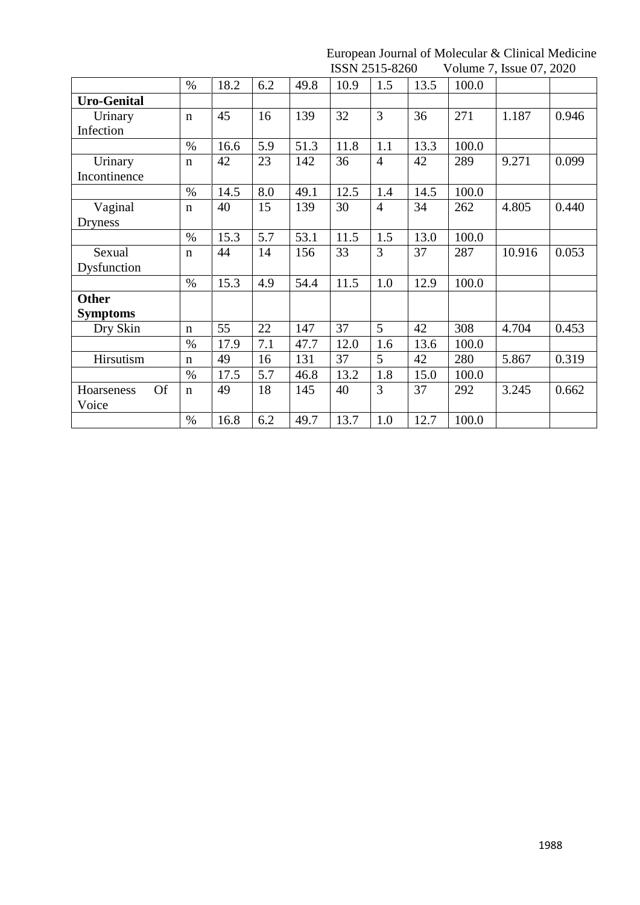| | | | | | | | | | | |
|---|---|---|---|---|---|---|---|---|---|---|
| | % | 18.2 | 6.2 | 49.8 | 10.9 | 1.5 | 13.5 | 100.0 | | |
| **Uro-Genital** | | | | | | | | | | |
| Urinary Infection | n | 45 | 16 | 139 | 32 | 3 | 36 | 271 | 1.187 | 0.946 |
| | % | 16.6 | 5.9 | 51.3 | 11.8 | 1.1 | 13.3 | 100.0 | | |
| Urinary Incontinence | n | 42 | 23 | 142 | 36 | 4 | 42 | 289 | 9.271 | 0.099 |
| | % | 14.5 | 8.0 | 49.1 | 12.5 | 1.4 | 14.5 | 100.0 | | |
| Vaginal Dryness | n | 40 | 15 | 139 | 30 | 4 | 34 | 262 | 4.805 | 0.440 |
| | % | 15.3 | 5.7 | 53.1 | 11.5 | 1.5 | 13.0 | 100.0 | | |
| Sexual Dysfunction | n | 44 | 14 | 156 | 33 | 3 | 37 | 287 | 10.916 | 0.053 |
| | % | 15.3 | 4.9 | 54.4 | 11.5 | 1.0 | 12.9 | 100.0 | | |
| **Other Symptoms** | | | | | | | | | | |
| Dry Skin | n | 55 | 22 | 147 | 37 | 5 | 42 | 308 | 4.704 | 0.453 |
| | % | 17.9 | 7.1 | 47.7 | 12.0 | 1.6 | 13.6 | 100.0 | | |
| Hirsutism | n | 49 | 16 | 131 | 37 | 5 | 42 | 280 | 5.867 | 0.319 |
| | % | 17.5 | 5.7 | 46.8 | 13.2 | 1.8 | 15.0 | 100.0 | | |
| Hoarseness Of Voice | n | 49 | 18 | 145 | 40 | 3 | 37 | 292 | 3.245 | 0.662 |
| | % | 16.8 | 6.2 | 49.7 | 13.7 | 1.0 | 12.7 | 100.0 | | |